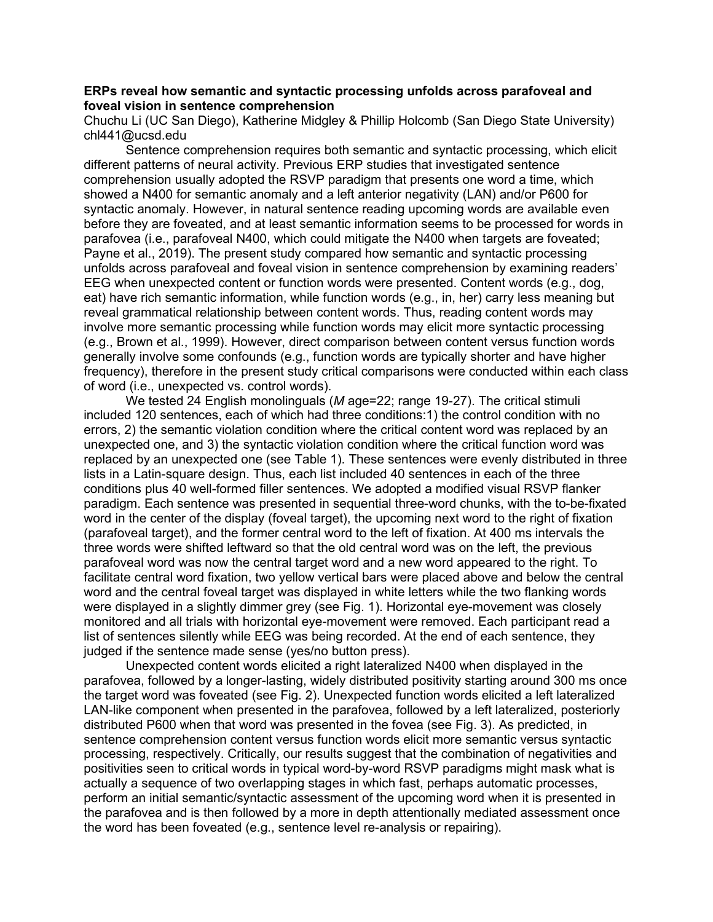**ERPs reveal how semantic and syntactic processing unfolds across parafoveal and foveal vision in sentence comprehension**

Chuchu Li (UC San Diego), Katherine Midgley & Phillip Holcomb (San Diego State University)
chl441@ucsd.edu

Sentence comprehension requires both semantic and syntactic processing, which elicit different patterns of neural activity. Previous ERP studies that investigated sentence comprehension usually adopted the RSVP paradigm that presents one word a time, which showed a N400 for semantic anomaly and a left anterior negativity (LAN) and/or P600 for syntactic anomaly. However, in natural sentence reading upcoming words are available even before they are foveated, and at least semantic information seems to be processed for words in parafovea (i.e., parafoveal N400, which could mitigate the N400 when targets are foveated; Payne et al., 2019). The present study compared how semantic and syntactic processing unfolds across parafoveal and foveal vision in sentence comprehension by examining readers' EEG when unexpected content or function words were presented. Content words (e.g., dog, eat) have rich semantic information, while function words (e.g., in, her) carry less meaning but reveal grammatical relationship between content words. Thus, reading content words may involve more semantic processing while function words may elicit more syntactic processing (e.g., Brown et al., 1999). However, direct comparison between content versus function words generally involve some confounds (e.g., function words are typically shorter and have higher frequency), therefore in the present study critical comparisons were conducted within each class of word (i.e., unexpected vs. control words).

We tested 24 English monolinguals (*M* age=22; range 19-27). The critical stimuli included 120 sentences, each of which had three conditions:1) the control condition with no errors, 2) the semantic violation condition where the critical content word was replaced by an unexpected one, and 3) the syntactic violation condition where the critical function word was replaced by an unexpected one (see Table 1). These sentences were evenly distributed in three lists in a Latin-square design. Thus, each list included 40 sentences in each of the three conditions plus 40 well-formed filler sentences. We adopted a modified visual RSVP flanker paradigm. Each sentence was presented in sequential three-word chunks, with the to-be-fixated word in the center of the display (foveal target), the upcoming next word to the right of fixation (parafoveal target), and the former central word to the left of fixation. At 400 ms intervals the three words were shifted leftward so that the old central word was on the left, the previous parafoveal word was now the central target word and a new word appeared to the right. To facilitate central word fixation, two yellow vertical bars were placed above and below the central word and the central foveal target was displayed in white letters while the two flanking words were displayed in a slightly dimmer grey (see Fig. 1). Horizontal eye-movement was closely monitored and all trials with horizontal eye-movement were removed. Each participant read a list of sentences silently while EEG was being recorded. At the end of each sentence, they judged if the sentence made sense (yes/no button press).

Unexpected content words elicited a right lateralized N400 when displayed in the parafovea, followed by a longer-lasting, widely distributed positivity starting around 300 ms once the target word was foveated (see Fig. 2). Unexpected function words elicited a left lateralized LAN-like component when presented in the parafovea, followed by a left lateralized, posteriorly distributed P600 when that word was presented in the fovea (see Fig. 3). As predicted, in sentence comprehension content versus function words elicit more semantic versus syntactic processing, respectively. Critically, our results suggest that the combination of negativities and positivities seen to critical words in typical word-by-word RSVP paradigms might mask what is actually a sequence of two overlapping stages in which fast, perhaps automatic processes, perform an initial semantic/syntactic assessment of the upcoming word when it is presented in the parafovea and is then followed by a more in depth attentionally mediated assessment once the word has been foveated (e.g., sentence level re-analysis or repairing).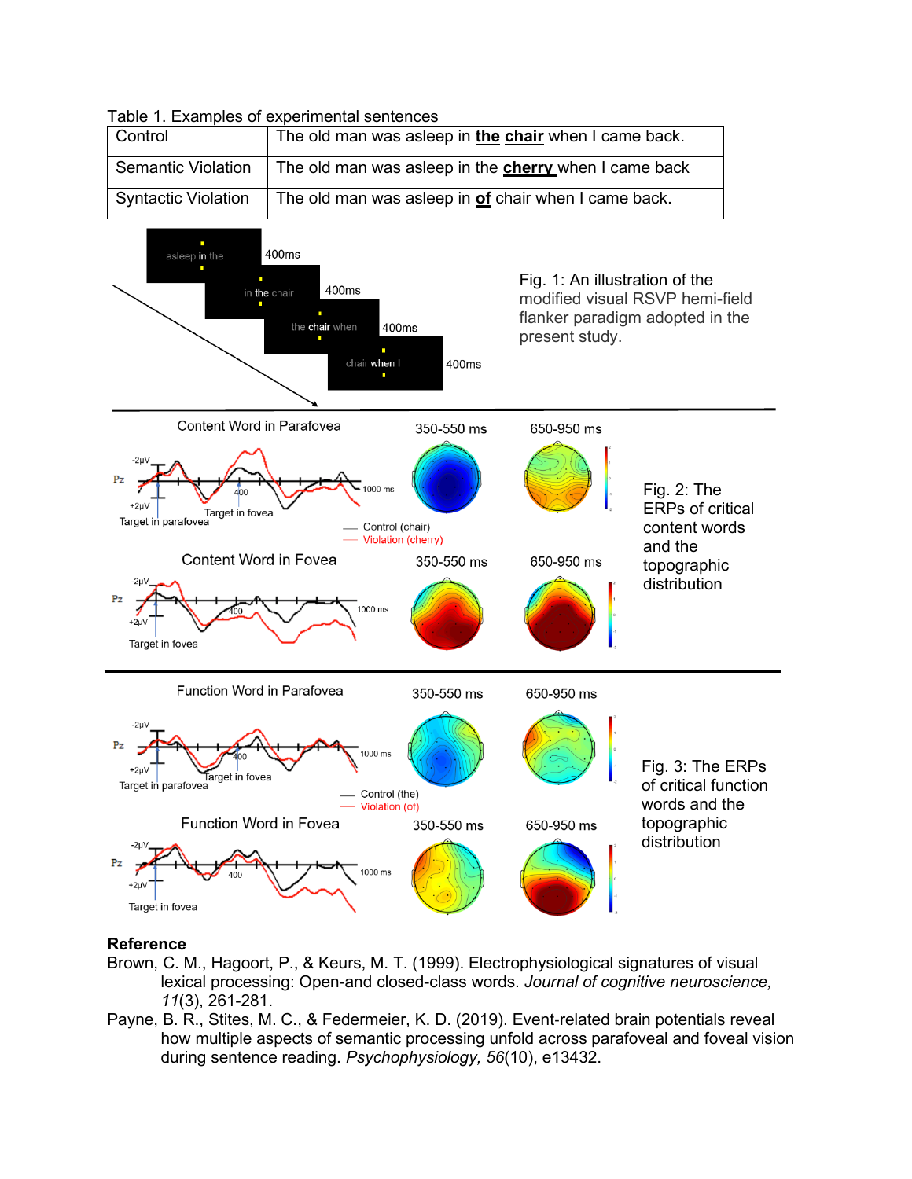Table 1. Examples of experimental sentences

| | |
|---|---|
| Control | The old man was asleep in **the chair** when I came back. |
| Semantic Violation | The old man was asleep in the **cherry** when I came back |
| Syntactic Violation | The old man was asleep in **of** chair when I came back. |

asleep in the
400ms
in the chair
400ms
the chair when
400ms
chair when I
400ms

Fig. 1: An illustration of the modified visual RSVP hemi-field flanker paradigm adopted in the present study.

Content Word in Parafovea
350-550 ms
650-950 ms
Pz
-2μV
+2μV
400
1000 ms
Target in parafovea
Target in fovea
Control (chair)
Violation (cherry)

Content Word in Fovea
350-550 ms
650-950 ms
Pz
-2μV
+2μV
400
1000 ms
Target in fovea

Fig. 2: The ERPs of critical content words and the topographic distribution

Function Word in Parafovea
350-550 ms
650-950 ms
Pz
-2μV
+2μV
400
1000 ms
Target in parafovea
Target in fovea
Control (the)
Violation (of)

Function Word in Fovea
350-550 ms
650-950 ms
Pz
-2μV
+2μV
400
1000 ms
Target in fovea

Fig. 3: The ERPs of critical function words and the topographic distribution

**Reference**

Brown, C. M., Hagoort, P., & Keurs, M. T. (1999). Electrophysiological signatures of visual lexical processing: Open-and closed-class words. *Journal of cognitive neuroscience, 11*(3), 261-281.

Payne, B. R., Stites, M. C., & Federmeier, K. D. (2019). Event-related brain potentials reveal how multiple aspects of semantic processing unfold across parafoveal and foveal vision during sentence reading. *Psychophysiology, 56*(10), e13432.